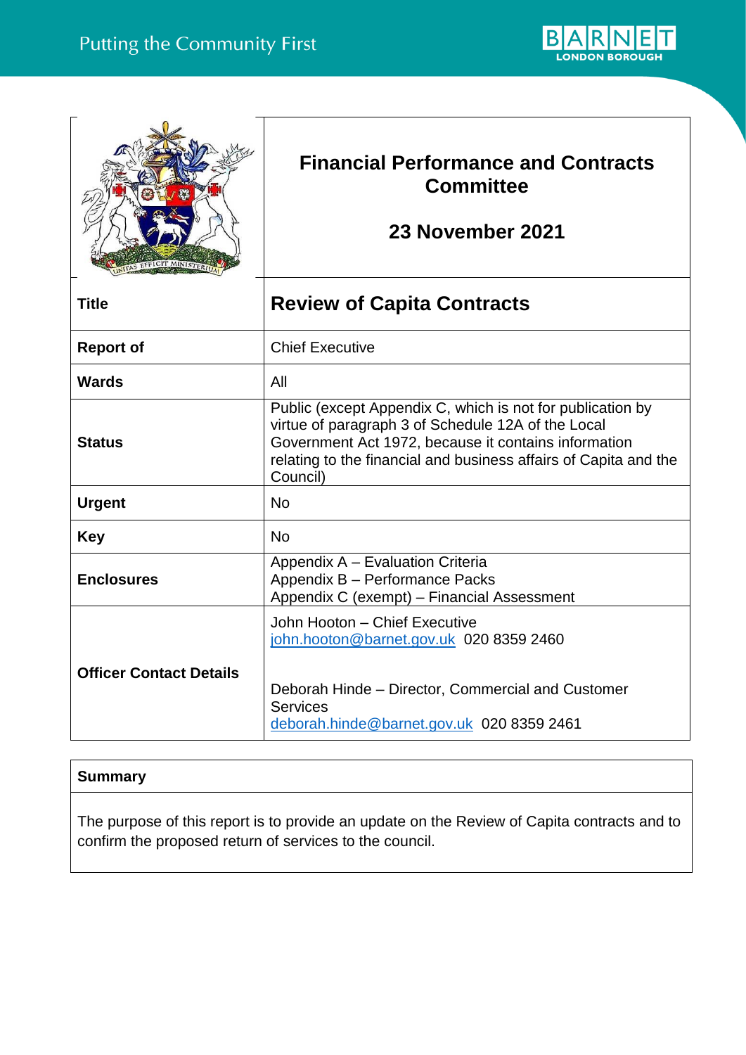Putting the Community First

BARNET LONDON BOROUGH

| | **Financial Performance and Contracts Committee**<br><br>**23 November 2021** |
|---|---|
| **Title** | **Review of Capita Contracts** |
| **Report of** | Chief Executive |
| **Wards** | All |
| **Status** | Public (except Appendix C, which is not for publication by virtue of paragraph 3 of Schedule 12A of the Local Government Act 1972, because it contains information relating to the financial and business affairs of Capita and the Council) |
| **Urgent** | No |
| **Key** | No |
| **Enclosures** | Appendix A – Evaluation Criteria<br>Appendix B – Performance Packs<br>Appendix C (exempt) – Financial Assessment |
| **Officer Contact Details** | John Hooton – Chief Executive<br>john.hooton@barnet.gov.uk 020 8359 2460<br><br>Deborah Hinde – Director, Commercial and Customer Services<br>deborah.hinde@barnet.gov.uk 020 8359 2461 |

| **Summary** |
|---|
| The purpose of this report is to provide an update on the Review of Capita contracts and to confirm the proposed return of services to the council. |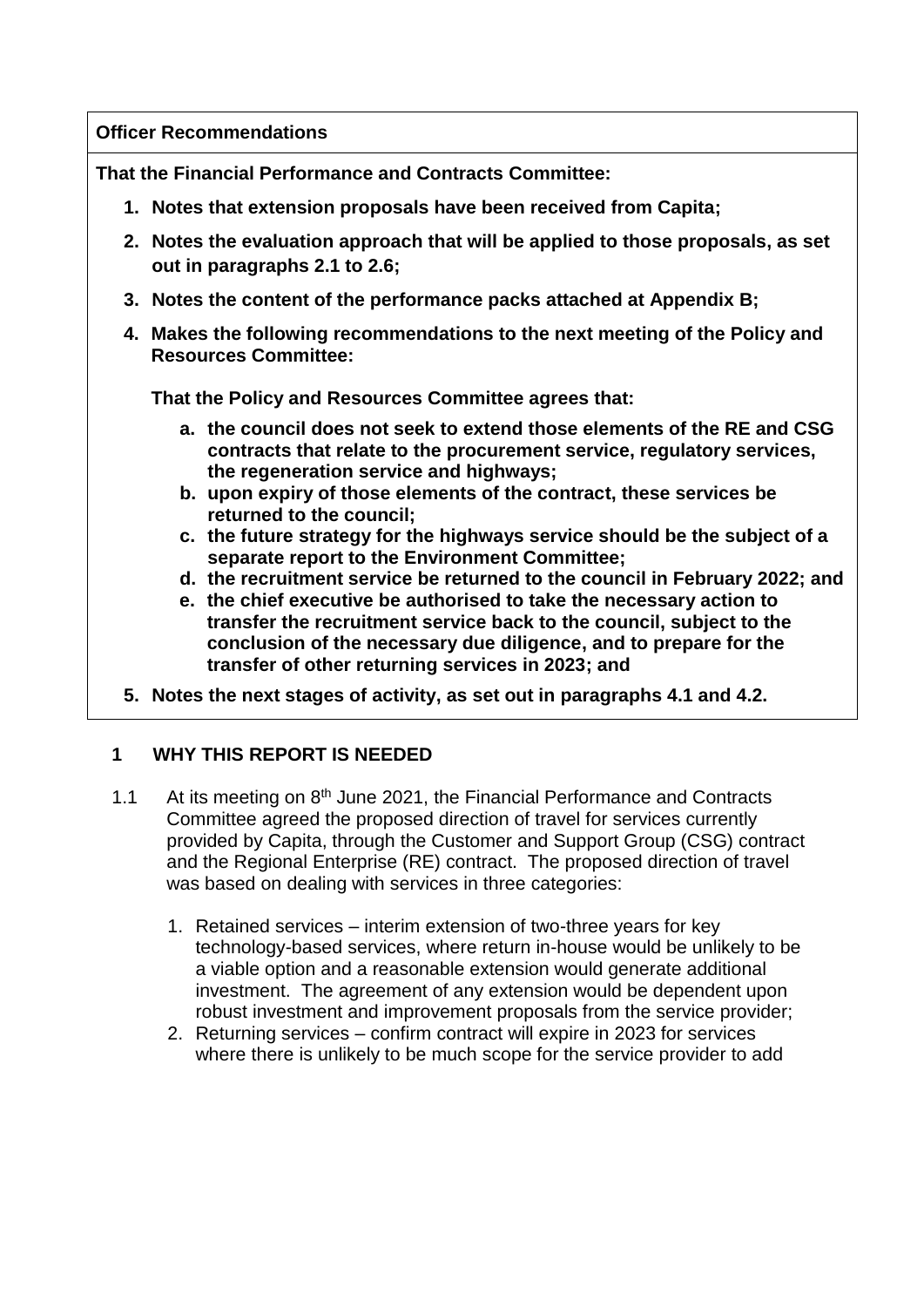**Officer Recommendations**

**That the Financial Performance and Contracts Committee:**

1. **Notes that extension proposals have been received from Capita;**
2. **Notes the evaluation approach that will be applied to those proposals, as set out in paragraphs 2.1 to 2.6;**
3. **Notes the content of the performance packs attached at Appendix B;**
4. **Makes the following recommendations to the next meeting of the Policy and Resources Committee:**

   **That the Policy and Resources Committee agrees that:**

   a. **the council does not seek to extend those elements of the RE and CSG contracts that relate to the procurement service, regulatory services, the regeneration service and highways;**
   b. **upon expiry of those elements of the contract, these services be returned to the council;**
   c. **the future strategy for the highways service should be the subject of a separate report to the Environment Committee;**
   d. **the recruitment service be returned to the council in February 2022; and**
   e. **the chief executive be authorised to take the necessary action to transfer the recruitment service back to the council, subject to the conclusion of the necessary due diligence, and to prepare for the transfer of other returning services in 2023; and**
5. **Notes the next stages of activity, as set out in paragraphs 4.1 and 4.2.**

## 1 WHY THIS REPORT IS NEEDED

1.1 At its meeting on 8th June 2021, the Financial Performance and Contracts Committee agreed the proposed direction of travel for services currently provided by Capita, through the Customer and Support Group (CSG) contract and the Regional Enterprise (RE) contract. The proposed direction of travel was based on dealing with services in three categories:

1. Retained services – interim extension of two-three years for key technology-based services, where return in-house would be unlikely to be a viable option and a reasonable extension would generate additional investment. The agreement of any extension would be dependent upon robust investment and improvement proposals from the service provider;
2. Returning services – confirm contract will expire in 2023 for services where there is unlikely to be much scope for the service provider to add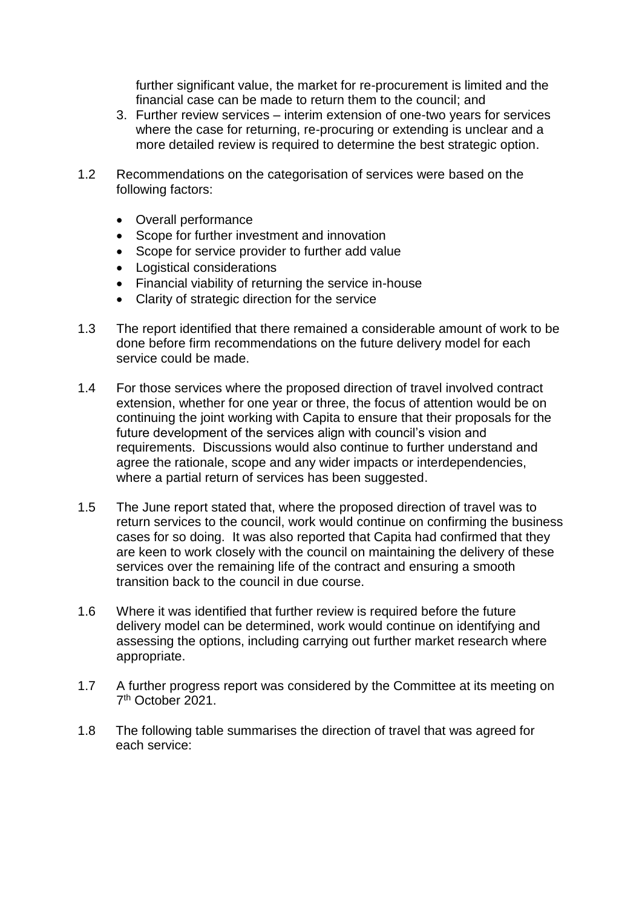further significant value, the market for re-procurement is limited and the financial case can be made to return them to the council; and

3. Further review services – interim extension of one-two years for services where the case for returning, re-procuring or extending is unclear and a more detailed review is required to determine the best strategic option.

1.2 Recommendations on the categorisation of services were based on the following factors:

- Overall performance
- Scope for further investment and innovation
- Scope for service provider to further add value
- Logistical considerations
- Financial viability of returning the service in-house
- Clarity of strategic direction for the service

1.3 The report identified that there remained a considerable amount of work to be done before firm recommendations on the future delivery model for each service could be made.

1.4 For those services where the proposed direction of travel involved contract extension, whether for one year or three, the focus of attention would be on continuing the joint working with Capita to ensure that their proposals for the future development of the services align with council's vision and requirements. Discussions would also continue to further understand and agree the rationale, scope and any wider impacts or interdependencies, where a partial return of services has been suggested.

1.5 The June report stated that, where the proposed direction of travel was to return services to the council, work would continue on confirming the business cases for so doing. It was also reported that Capita had confirmed that they are keen to work closely with the council on maintaining the delivery of these services over the remaining life of the contract and ensuring a smooth transition back to the council in due course.

1.6 Where it was identified that further review is required before the future delivery model can be determined, work would continue on identifying and assessing the options, including carrying out further market research where appropriate.

1.7 A further progress report was considered by the Committee at its meeting on 7th October 2021.

1.8 The following table summarises the direction of travel that was agreed for each service: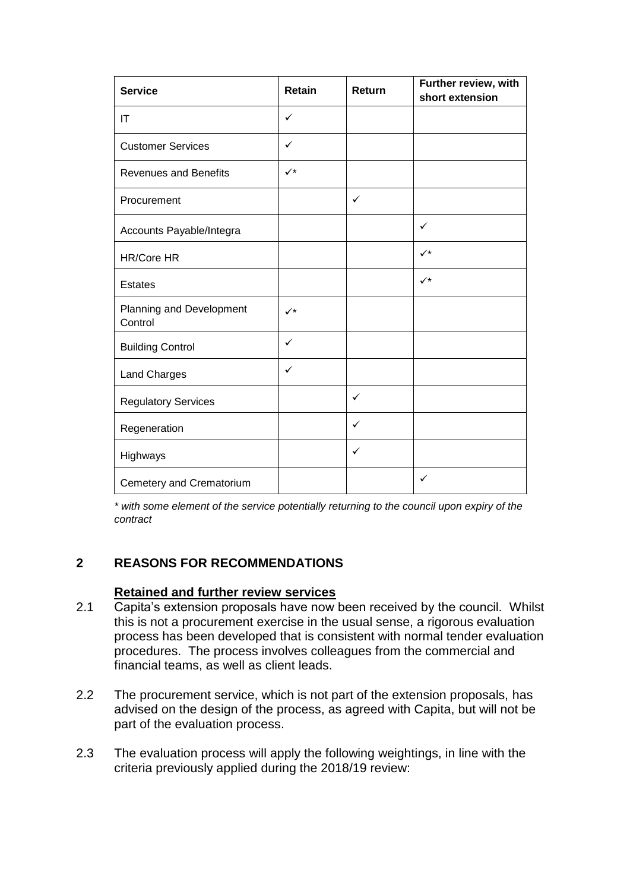| Service | Retain | Return | Further review, with short extension |
|---|---|---|---|
| IT | ✓ | | |
| Customer Services | ✓ | | |
| Revenues and Benefits | ✓* | | |
| Procurement | | ✓ | |
| Accounts Payable/Integra | | | ✓ |
| HR/Core HR | | | ✓* |
| Estates | | | ✓* |
| Planning and Development Control | ✓* | | |
| Building Control | ✓ | | |
| Land Charges | ✓ | | |
| Regulatory Services | | ✓ | |
| Regeneration | | ✓ | |
| Highways | | ✓ | |
| Cemetery and Crematorium | | | ✓ |

*\* with some element of the service potentially returning to the council upon expiry of the contract*

## 2 REASONS FOR RECOMMENDATIONS

**Retained and further review services**

2.1 Capita's extension proposals have now been received by the council. Whilst this is not a procurement exercise in the usual sense, a rigorous evaluation process has been developed that is consistent with normal tender evaluation procedures. The process involves colleagues from the commercial and financial teams, as well as client leads.

2.2 The procurement service, which is not part of the extension proposals, has advised on the design of the process, as agreed with Capita, but will not be part of the evaluation process.

2.3 The evaluation process will apply the following weightings, in line with the criteria previously applied during the 2018/19 review: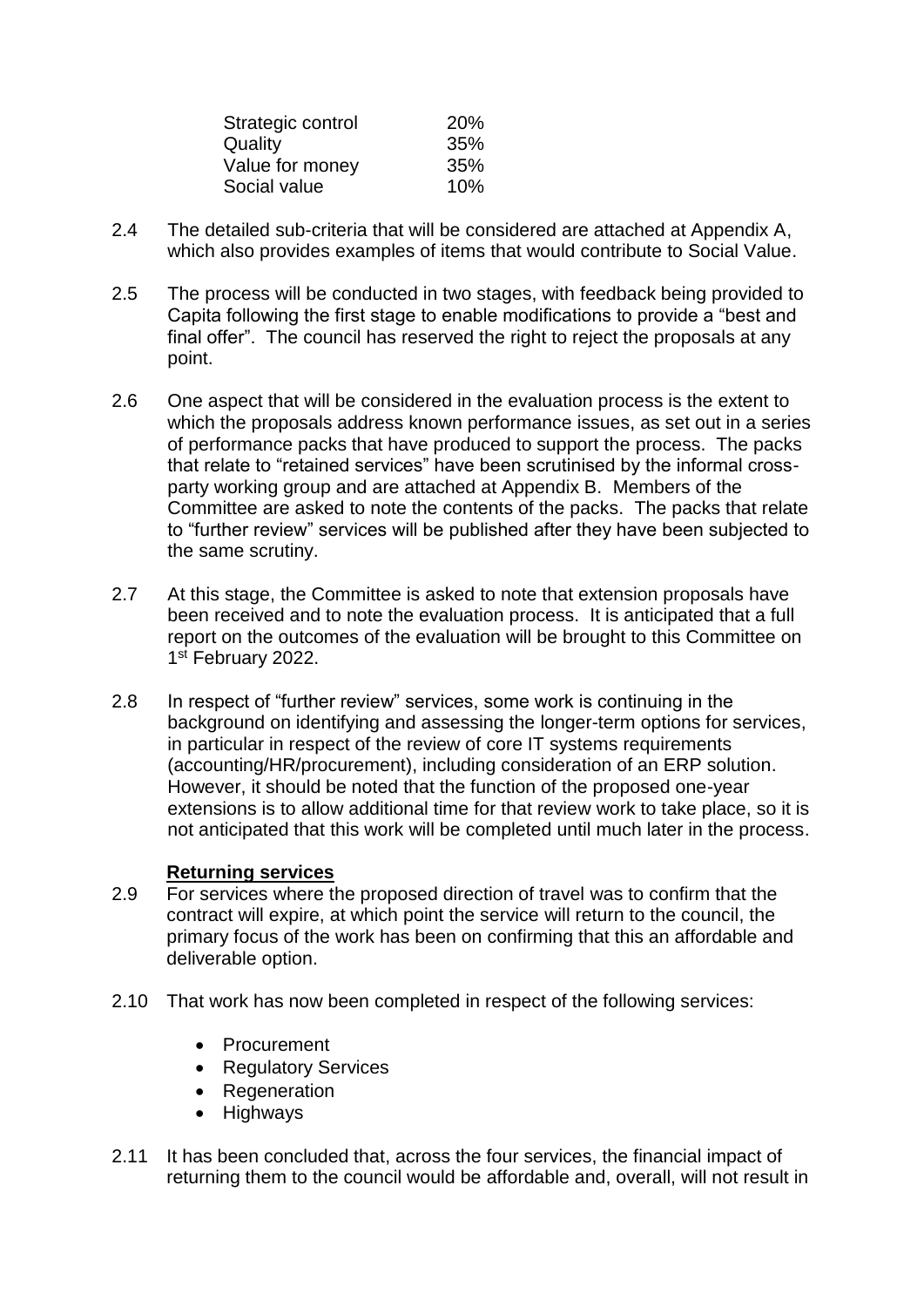| Strategic control | 20% |
| --- | --- |
| Quality | 35% |
| Value for money | 35% |
| Social value | 10% |

2.4 The detailed sub-criteria that will be considered are attached at Appendix A, which also provides examples of items that would contribute to Social Value.

2.5 The process will be conducted in two stages, with feedback being provided to Capita following the first stage to enable modifications to provide a "best and final offer". The council has reserved the right to reject the proposals at any point.

2.6 One aspect that will be considered in the evaluation process is the extent to which the proposals address known performance issues, as set out in a series of performance packs that have produced to support the process. The packs that relate to "retained services" have been scrutinised by the informal cross-party working group and are attached at Appendix B. Members of the Committee are asked to note the contents of the packs. The packs that relate to "further review" services will be published after they have been subjected to the same scrutiny.

2.7 At this stage, the Committee is asked to note that extension proposals have been received and to note the evaluation process. It is anticipated that a full report on the outcomes of the evaluation will be brought to this Committee on 1st February 2022.

2.8 In respect of "further review" services, some work is continuing in the background on identifying and assessing the longer-term options for services, in particular in respect of the review of core IT systems requirements (accounting/HR/procurement), including consideration of an ERP solution. However, it should be noted that the function of the proposed one-year extensions is to allow additional time for that review work to take place, so it is not anticipated that this work will be completed until much later in the process.

**Returning services**

2.9 For services where the proposed direction of travel was to confirm that the contract will expire, at which point the service will return to the council, the primary focus of the work has been on confirming that this an affordable and deliverable option.

2.10 That work has now been completed in respect of the following services:

- Procurement
- Regulatory Services
- Regeneration
- Highways

2.11 It has been concluded that, across the four services, the financial impact of returning them to the council would be affordable and, overall, will not result in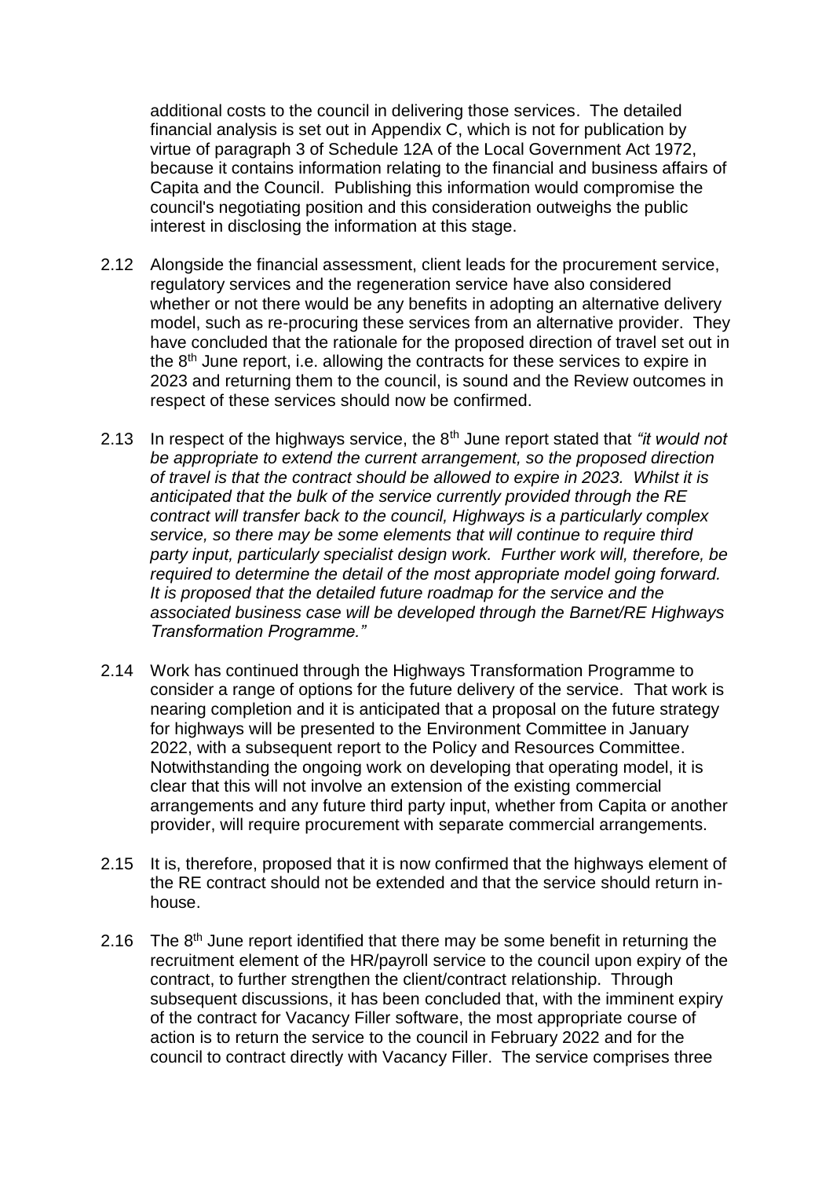additional costs to the council in delivering those services. The detailed financial analysis is set out in Appendix C, which is not for publication by virtue of paragraph 3 of Schedule 12A of the Local Government Act 1972, because it contains information relating to the financial and business affairs of Capita and the Council. Publishing this information would compromise the council's negotiating position and this consideration outweighs the public interest in disclosing the information at this stage.

2.12 Alongside the financial assessment, client leads for the procurement service, regulatory services and the regeneration service have also considered whether or not there would be any benefits in adopting an alternative delivery model, such as re-procuring these services from an alternative provider. They have concluded that the rationale for the proposed direction of travel set out in the 8th June report, i.e. allowing the contracts for these services to expire in 2023 and returning them to the council, is sound and the Review outcomes in respect of these services should now be confirmed.

2.13 In respect of the highways service, the 8th June report stated that *"it would not be appropriate to extend the current arrangement, so the proposed direction of travel is that the contract should be allowed to expire in 2023. Whilst it is anticipated that the bulk of the service currently provided through the RE contract will transfer back to the council, Highways is a particularly complex service, so there may be some elements that will continue to require third party input, particularly specialist design work. Further work will, therefore, be required to determine the detail of the most appropriate model going forward. It is proposed that the detailed future roadmap for the service and the associated business case will be developed through the Barnet/RE Highways Transformation Programme."*

2.14 Work has continued through the Highways Transformation Programme to consider a range of options for the future delivery of the service. That work is nearing completion and it is anticipated that a proposal on the future strategy for highways will be presented to the Environment Committee in January 2022, with a subsequent report to the Policy and Resources Committee. Notwithstanding the ongoing work on developing that operating model, it is clear that this will not involve an extension of the existing commercial arrangements and any future third party input, whether from Capita or another provider, will require procurement with separate commercial arrangements.

2.15 It is, therefore, proposed that it is now confirmed that the highways element of the RE contract should not be extended and that the service should return in-house.

2.16 The 8th June report identified that there may be some benefit in returning the recruitment element of the HR/payroll service to the council upon expiry of the contract, to further strengthen the client/contract relationship. Through subsequent discussions, it has been concluded that, with the imminent expiry of the contract for Vacancy Filler software, the most appropriate course of action is to return the service to the council in February 2022 and for the council to contract directly with Vacancy Filler. The service comprises three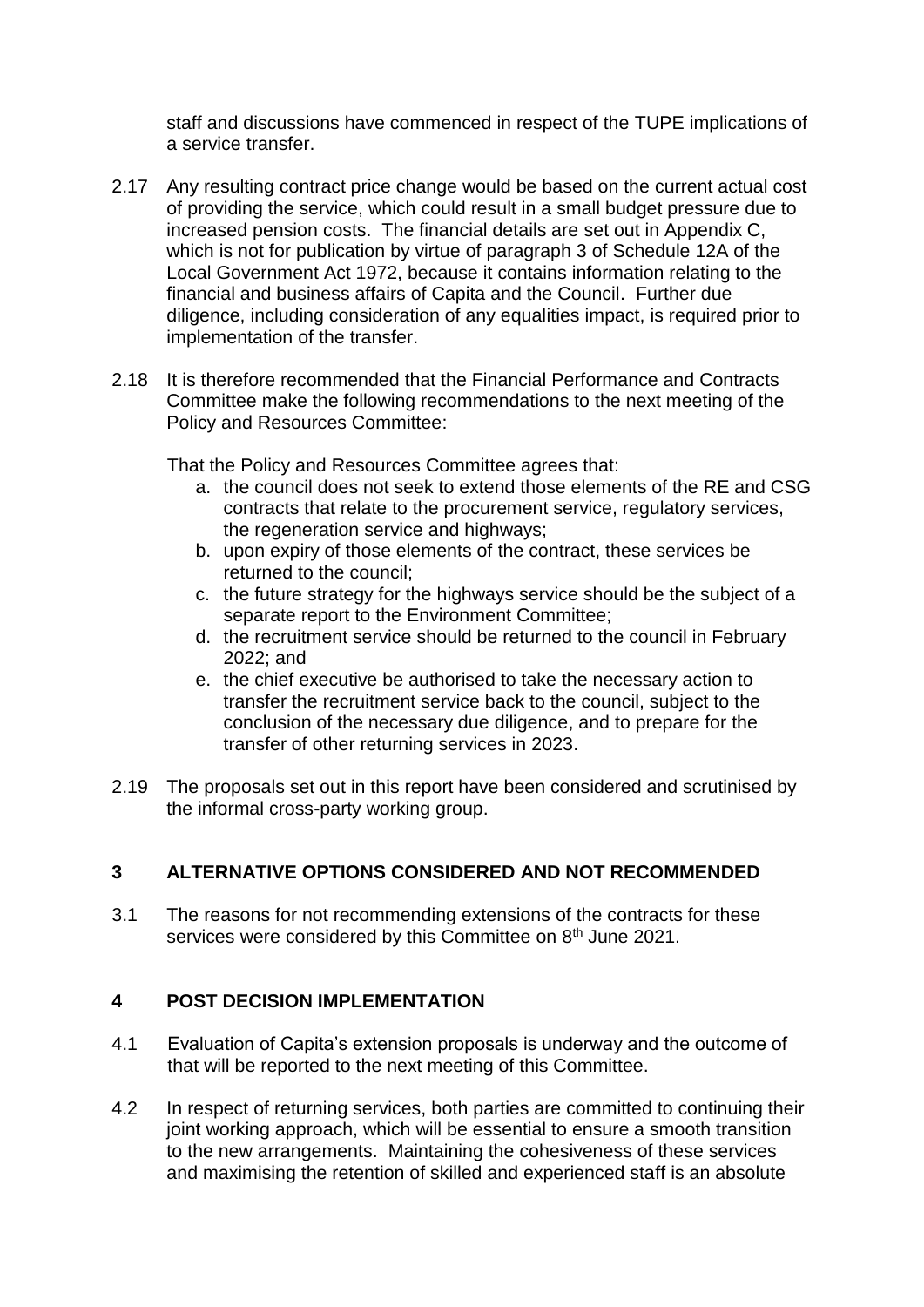staff and discussions have commenced in respect of the TUPE implications of a service transfer.

2.17 Any resulting contract price change would be based on the current actual cost of providing the service, which could result in a small budget pressure due to increased pension costs. The financial details are set out in Appendix C, which is not for publication by virtue of paragraph 3 of Schedule 12A of the Local Government Act 1972, because it contains information relating to the financial and business affairs of Capita and the Council. Further due diligence, including consideration of any equalities impact, is required prior to implementation of the transfer.

2.18 It is therefore recommended that the Financial Performance and Contracts Committee make the following recommendations to the next meeting of the Policy and Resources Committee:

That the Policy and Resources Committee agrees that:

a. the council does not seek to extend those elements of the RE and CSG contracts that relate to the procurement service, regulatory services, the regeneration service and highways;
b. upon expiry of those elements of the contract, these services be returned to the council;
c. the future strategy for the highways service should be the subject of a separate report to the Environment Committee;
d. the recruitment service should be returned to the council in February 2022; and
e. the chief executive be authorised to take the necessary action to transfer the recruitment service back to the council, subject to the conclusion of the necessary due diligence, and to prepare for the transfer of other returning services in 2023.

2.19 The proposals set out in this report have been considered and scrutinised by the informal cross-party working group.

## 3 ALTERNATIVE OPTIONS CONSIDERED AND NOT RECOMMENDED

3.1 The reasons for not recommending extensions of the contracts for these services were considered by this Committee on 8th June 2021.

## 4 POST DECISION IMPLEMENTATION

4.1 Evaluation of Capita's extension proposals is underway and the outcome of that will be reported to the next meeting of this Committee.

4.2 In respect of returning services, both parties are committed to continuing their joint working approach, which will be essential to ensure a smooth transition to the new arrangements. Maintaining the cohesiveness of these services and maximising the retention of skilled and experienced staff is an absolute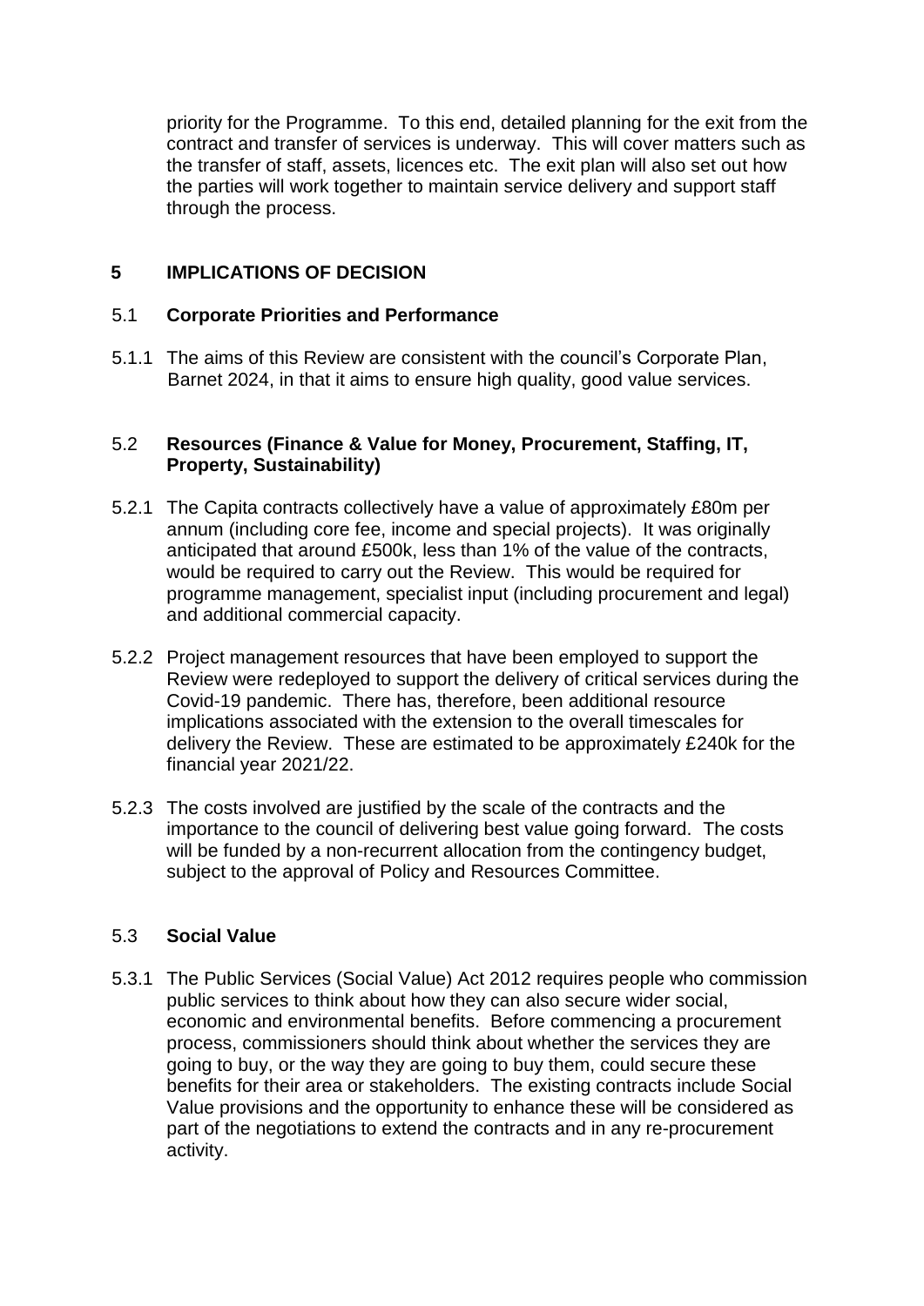priority for the Programme. To this end, detailed planning for the exit from the contract and transfer of services is underway. This will cover matters such as the transfer of staff, assets, licences etc. The exit plan will also set out how the parties will work together to maintain service delivery and support staff through the process.

## 5 IMPLICATIONS OF DECISION

### 5.1 Corporate Priorities and Performance

5.1.1 The aims of this Review are consistent with the council's Corporate Plan, Barnet 2024, in that it aims to ensure high quality, good value services.

### 5.2 Resources (Finance & Value for Money, Procurement, Staffing, IT, Property, Sustainability)

5.2.1 The Capita contracts collectively have a value of approximately £80m per annum (including core fee, income and special projects). It was originally anticipated that around £500k, less than 1% of the value of the contracts, would be required to carry out the Review. This would be required for programme management, specialist input (including procurement and legal) and additional commercial capacity.

5.2.2 Project management resources that have been employed to support the Review were redeployed to support the delivery of critical services during the Covid-19 pandemic. There has, therefore, been additional resource implications associated with the extension to the overall timescales for delivery the Review. These are estimated to be approximately £240k for the financial year 2021/22.

5.2.3 The costs involved are justified by the scale of the contracts and the importance to the council of delivering best value going forward. The costs will be funded by a non-recurrent allocation from the contingency budget, subject to the approval of Policy and Resources Committee.

### 5.3 Social Value

5.3.1 The Public Services (Social Value) Act 2012 requires people who commission public services to think about how they can also secure wider social, economic and environmental benefits. Before commencing a procurement process, commissioners should think about whether the services they are going to buy, or the way they are going to buy them, could secure these benefits for their area or stakeholders. The existing contracts include Social Value provisions and the opportunity to enhance these will be considered as part of the negotiations to extend the contracts and in any re-procurement activity.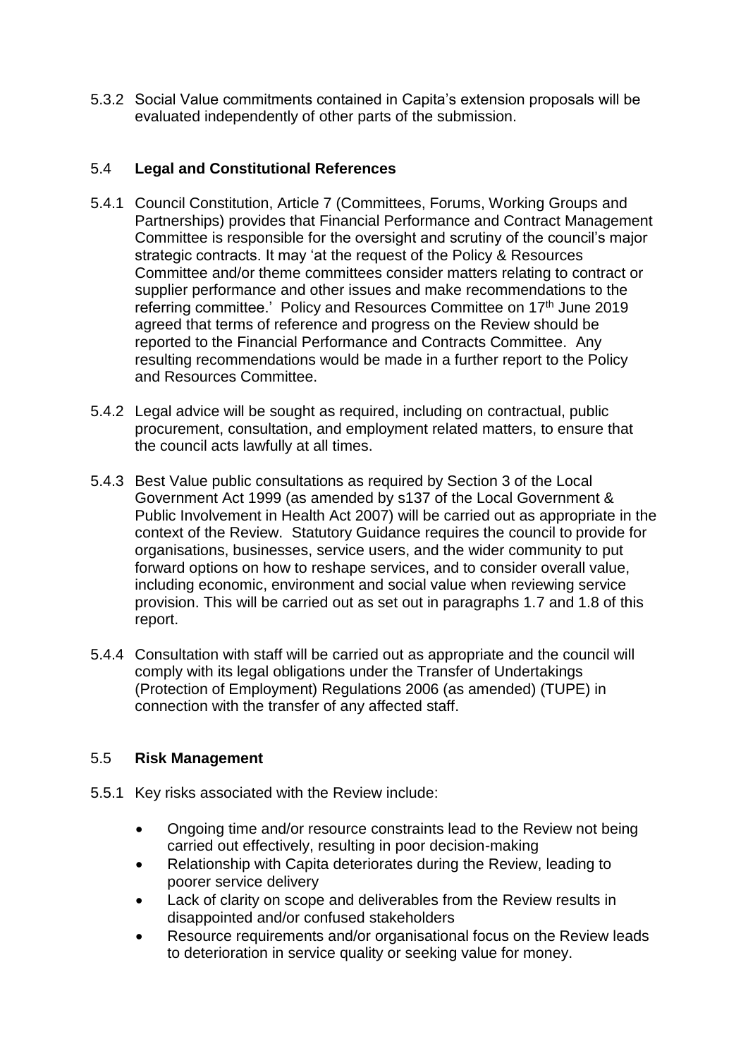5.3.2 Social Value commitments contained in Capita's extension proposals will be evaluated independently of other parts of the submission.

### 5.4 **Legal and Constitutional References**

5.4.1 Council Constitution, Article 7 (Committees, Forums, Working Groups and Partnerships) provides that Financial Performance and Contract Management Committee is responsible for the oversight and scrutiny of the council's major strategic contracts. It may 'at the request of the Policy & Resources Committee and/or theme committees consider matters relating to contract or supplier performance and other issues and make recommendations to the referring committee.' Policy and Resources Committee on 17th June 2019 agreed that terms of reference and progress on the Review should be reported to the Financial Performance and Contracts Committee. Any resulting recommendations would be made in a further report to the Policy and Resources Committee.

5.4.2 Legal advice will be sought as required, including on contractual, public procurement, consultation, and employment related matters, to ensure that the council acts lawfully at all times.

5.4.3 Best Value public consultations as required by Section 3 of the Local Government Act 1999 (as amended by s137 of the Local Government & Public Involvement in Health Act 2007) will be carried out as appropriate in the context of the Review. Statutory Guidance requires the council to provide for organisations, businesses, service users, and the wider community to put forward options on how to reshape services, and to consider overall value, including economic, environment and social value when reviewing service provision. This will be carried out as set out in paragraphs 1.7 and 1.8 of this report.

5.4.4 Consultation with staff will be carried out as appropriate and the council will comply with its legal obligations under the Transfer of Undertakings (Protection of Employment) Regulations 2006 (as amended) (TUPE) in connection with the transfer of any affected staff.

### 5.5 **Risk Management**

5.5.1 Key risks associated with the Review include:

- Ongoing time and/or resource constraints lead to the Review not being carried out effectively, resulting in poor decision-making
- Relationship with Capita deteriorates during the Review, leading to poorer service delivery
- Lack of clarity on scope and deliverables from the Review results in disappointed and/or confused stakeholders
- Resource requirements and/or organisational focus on the Review leads to deterioration in service quality or seeking value for money.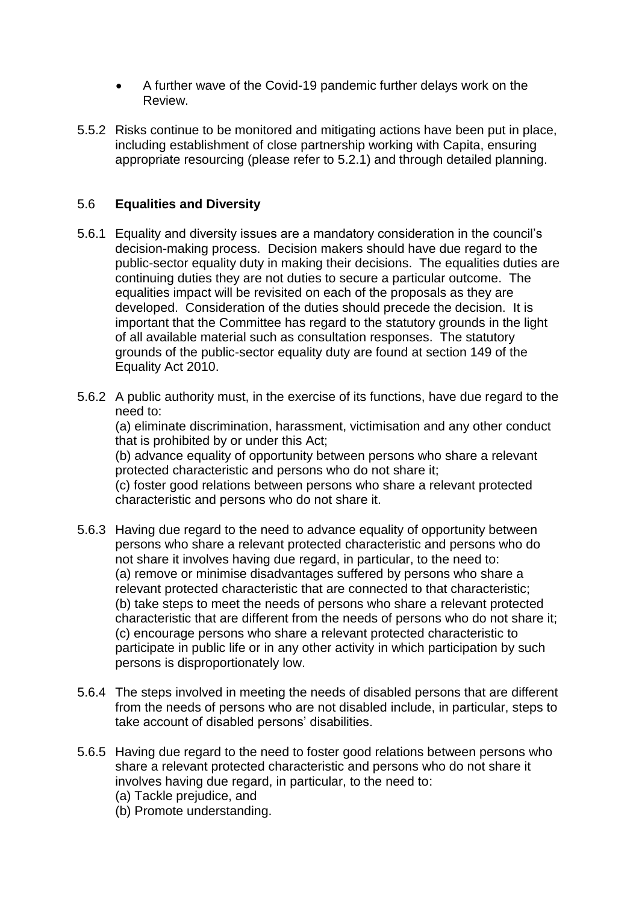- A further wave of the Covid-19 pandemic further delays work on the Review.

5.5.2 Risks continue to be monitored and mitigating actions have been put in place, including establishment of close partnership working with Capita, ensuring appropriate resourcing (please refer to 5.2.1) and through detailed planning.

### 5.6 Equalities and Diversity

5.6.1 Equality and diversity issues are a mandatory consideration in the council's decision-making process. Decision makers should have due regard to the public-sector equality duty in making their decisions. The equalities duties are continuing duties they are not duties to secure a particular outcome. The equalities impact will be revisited on each of the proposals as they are developed. Consideration of the duties should precede the decision. It is important that the Committee has regard to the statutory grounds in the light of all available material such as consultation responses. The statutory grounds of the public-sector equality duty are found at section 149 of the Equality Act 2010.

5.6.2 A public authority must, in the exercise of its functions, have due regard to the need to:
(a) eliminate discrimination, harassment, victimisation and any other conduct that is prohibited by or under this Act;
(b) advance equality of opportunity between persons who share a relevant protected characteristic and persons who do not share it;
(c) foster good relations between persons who share a relevant protected characteristic and persons who do not share it.

5.6.3 Having due regard to the need to advance equality of opportunity between persons who share a relevant protected characteristic and persons who do not share it involves having due regard, in particular, to the need to:
(a) remove or minimise disadvantages suffered by persons who share a relevant protected characteristic that are connected to that characteristic;
(b) take steps to meet the needs of persons who share a relevant protected characteristic that are different from the needs of persons who do not share it;
(c) encourage persons who share a relevant protected characteristic to participate in public life or in any other activity in which participation by such persons is disproportionately low.

5.6.4 The steps involved in meeting the needs of disabled persons that are different from the needs of persons who are not disabled include, in particular, steps to take account of disabled persons' disabilities.

5.6.5 Having due regard to the need to foster good relations between persons who share a relevant protected characteristic and persons who do not share it involves having due regard, in particular, to the need to:
(a) Tackle prejudice, and
(b) Promote understanding.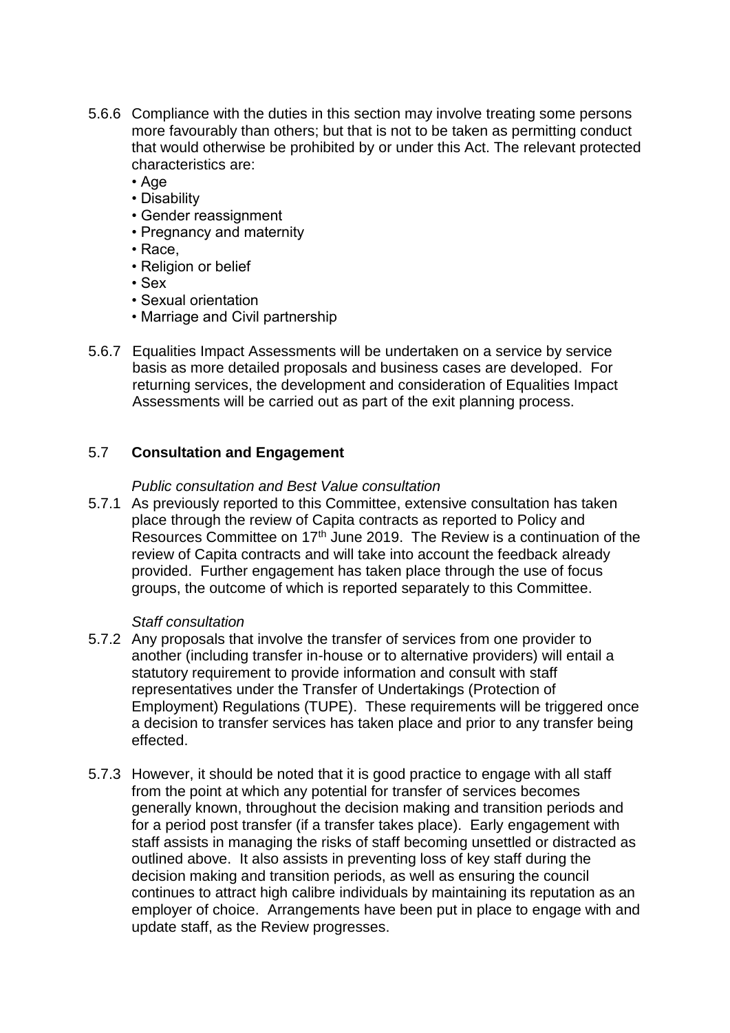5.6.6 Compliance with the duties in this section may involve treating some persons more favourably than others; but that is not to be taken as permitting conduct that would otherwise be prohibited by or under this Act. The relevant protected characteristics are:

- Age
- Disability
- Gender reassignment
- Pregnancy and maternity
- Race,
- Religion or belief
- Sex
- Sexual orientation
- Marriage and Civil partnership

5.6.7 Equalities Impact Assessments will be undertaken on a service by service basis as more detailed proposals and business cases are developed. For returning services, the development and consideration of Equalities Impact Assessments will be carried out as part of the exit planning process.

## 5.7 **Consultation and Engagement**

*Public consultation and Best Value consultation*

5.7.1 As previously reported to this Committee, extensive consultation has taken place through the review of Capita contracts as reported to Policy and Resources Committee on 17th June 2019. The Review is a continuation of the review of Capita contracts and will take into account the feedback already provided. Further engagement has taken place through the use of focus groups, the outcome of which is reported separately to this Committee.

*Staff consultation*

5.7.2 Any proposals that involve the transfer of services from one provider to another (including transfer in-house or to alternative providers) will entail a statutory requirement to provide information and consult with staff representatives under the Transfer of Undertakings (Protection of Employment) Regulations (TUPE). These requirements will be triggered once a decision to transfer services has taken place and prior to any transfer being effected.

5.7.3 However, it should be noted that it is good practice to engage with all staff from the point at which any potential for transfer of services becomes generally known, throughout the decision making and transition periods and for a period post transfer (if a transfer takes place). Early engagement with staff assists in managing the risks of staff becoming unsettled or distracted as outlined above. It also assists in preventing loss of key staff during the decision making and transition periods, as well as ensuring the council continues to attract high calibre individuals by maintaining its reputation as an employer of choice. Arrangements have been put in place to engage with and update staff, as the Review progresses.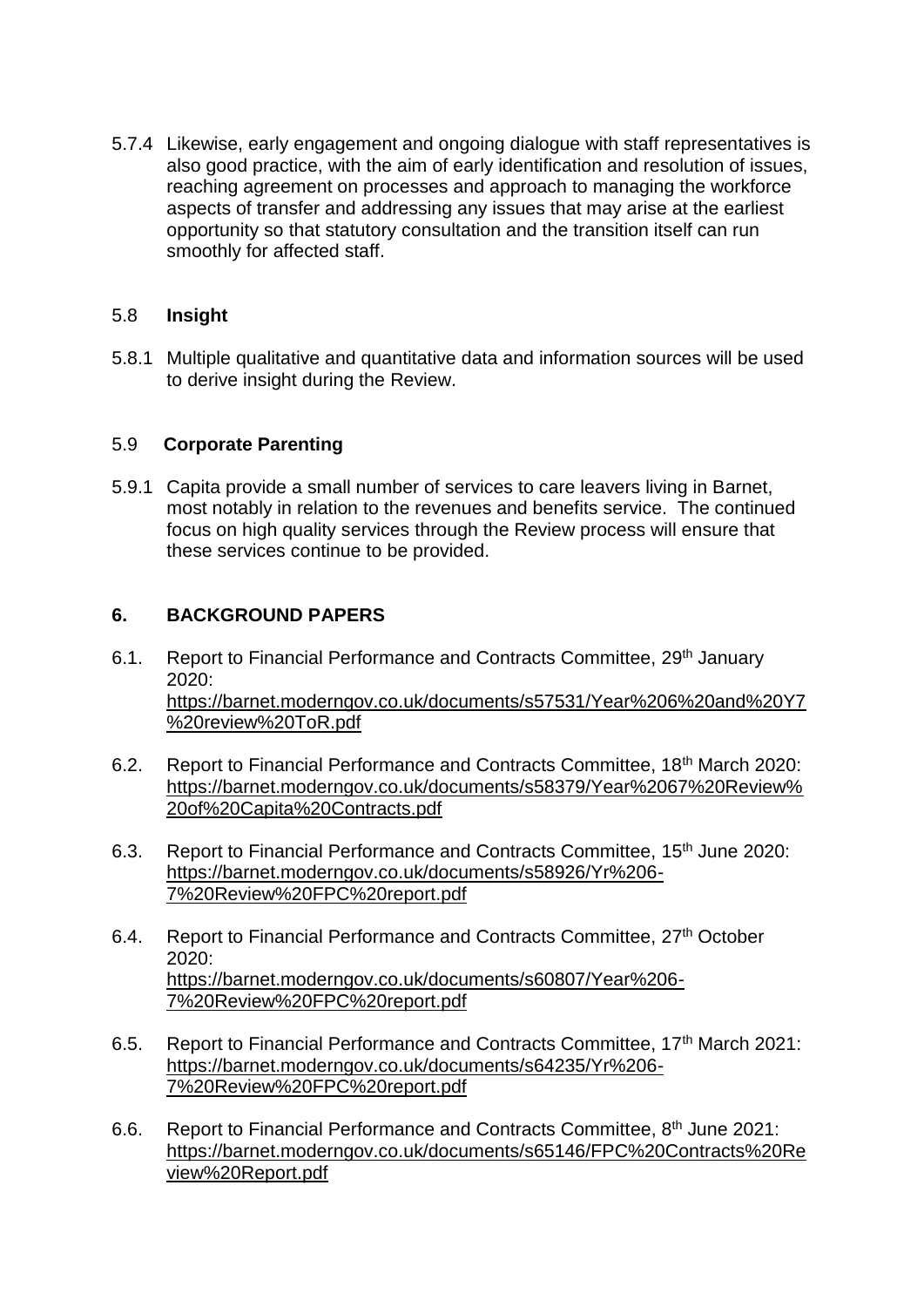5.7.4 Likewise, early engagement and ongoing dialogue with staff representatives is also good practice, with the aim of early identification and resolution of issues, reaching agreement on processes and approach to managing the workforce aspects of transfer and addressing any issues that may arise at the earliest opportunity so that statutory consultation and the transition itself can run smoothly for affected staff.

5.8 **Insight**

5.8.1 Multiple qualitative and quantitative data and information sources will be used to derive insight during the Review.

5.9 **Corporate Parenting**

5.9.1 Capita provide a small number of services to care leavers living in Barnet, most notably in relation to the revenues and benefits service. The continued focus on high quality services through the Review process will ensure that these services continue to be provided.

## 6. BACKGROUND PAPERS

6.1. Report to Financial Performance and Contracts Committee, 29th January 2020: https://barnet.moderngov.co.uk/documents/s57531/Year%206%20and%20Y7%20review%20ToR.pdf

6.2. Report to Financial Performance and Contracts Committee, 18th March 2020: https://barnet.moderngov.co.uk/documents/s58379/Year%2067%20Review%20of%20Capita%20Contracts.pdf

6.3. Report to Financial Performance and Contracts Committee, 15th June 2020: https://barnet.moderngov.co.uk/documents/s58926/Yr%206-7%20Review%20FPC%20report.pdf

6.4. Report to Financial Performance and Contracts Committee, 27th October 2020: https://barnet.moderngov.co.uk/documents/s60807/Year%206-7%20Review%20FPC%20report.pdf

6.5. Report to Financial Performance and Contracts Committee, 17th March 2021: https://barnet.moderngov.co.uk/documents/s64235/Yr%206-7%20Review%20FPC%20report.pdf

6.6. Report to Financial Performance and Contracts Committee, 8th June 2021: https://barnet.moderngov.co.uk/documents/s65146/FPC%20Contracts%20Review%20Report.pdf